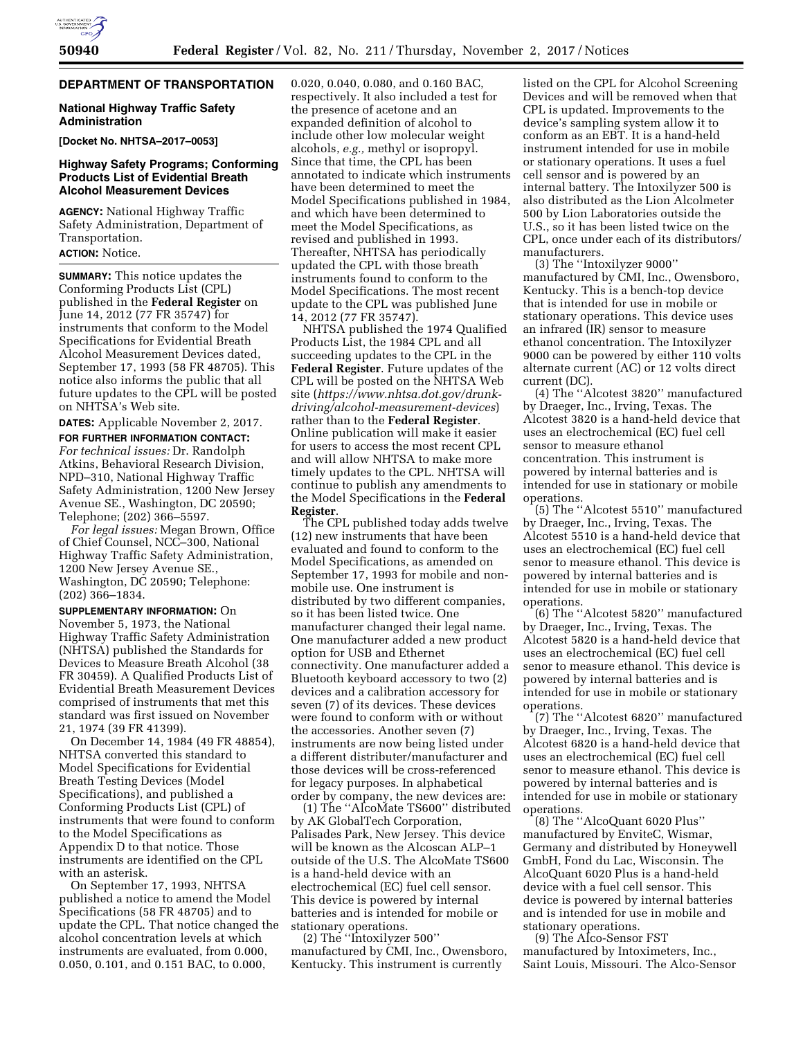## DEPARTMENT OF TRANSPORTATION

### National Highway Traffic Safety Administration

**[Docket No. NHTSA–2017–0053]**

### Highway Safety Programs; Conforming Products List of Evidential Breath Alcohol Measurement Devices

**AGENCY:** National Highway Traffic Safety Administration, Department of Transportation.

**ACTION:** Notice.

**SUMMARY:** This notice updates the Conforming Products List (CPL) published in the **Federal Register** on June 14, 2012 (77 FR 35747) for instruments that conform to the Model Specifications for Evidential Breath Alcohol Measurement Devices dated, September 17, 1993 (58 FR 48705). This notice also informs the public that all future updates to the CPL will be posted on NHTSA's Web site.

**DATES:** Applicable November 2, 2017.

**FOR FURTHER INFORMATION CONTACT:** *For technical issues:* Dr. Randolph Atkins, Behavioral Research Division, NPD–310, National Highway Traffic Safety Administration, 1200 New Jersey Avenue SE., Washington, DC 20590; Telephone; (202) 366–5597.

*For legal issues:* Megan Brown, Office of Chief Counsel, NCC–300, National Highway Traffic Safety Administration, 1200 New Jersey Avenue SE., Washington, DC 20590; Telephone: (202) 366–1834.

**SUPPLEMENTARY INFORMATION:** On November 5, 1973, the National Highway Traffic Safety Administration (NHTSA) published the Standards for Devices to Measure Breath Alcohol (38 FR 30459). A Qualified Products List of Evidential Breath Measurement Devices comprised of instruments that met this standard was first issued on November 21, 1974 (39 FR 41399).

On December 14, 1984 (49 FR 48854), NHTSA converted this standard to Model Specifications for Evidential Breath Testing Devices (Model Specifications), and published a Conforming Products List (CPL) of instruments that were found to conform to the Model Specifications as Appendix D to that notice. Those instruments are identified on the CPL with an asterisk.

On September 17, 1993, NHTSA published a notice to amend the Model Specifications (58 FR 48705) and to update the CPL. That notice changed the alcohol concentration levels at which instruments are evaluated, from 0.000, 0.050, 0.101, and 0.151 BAC, to 0.000, 0.020, 0.040, 0.080, and 0.160 BAC, respectively. It also included a test for the presence of acetone and an expanded definition of alcohol to include other low molecular weight alcohols, *e.g.,* methyl or isopropyl. Since that time, the CPL has been annotated to indicate which instruments have been determined to meet the Model Specifications published in 1984, and which have been determined to meet the Model Specifications, as revised and published in 1993. Thereafter, NHTSA has periodically updated the CPL with those breath instruments found to conform to the Model Specifications. The most recent update to the CPL was published June 14, 2012 (77 FR 35747).

NHTSA published the 1974 Qualified Products List, the 1984 CPL and all succeeding updates to the CPL in the **Federal Register**. Future updates of the CPL will be posted on the NHTSA Web site (*https://www.nhtsa.dot.gov/drunk-driving/alcohol-measurement-devices*) rather than to the **Federal Register**. Online publication will make it easier for users to access the most recent CPL and will allow NHTSA to make more timely updates to the CPL. NHTSA will continue to publish any amendments to the Model Specifications in the **Federal Register**.

The CPL published today adds twelve (12) new instruments that have been evaluated and found to conform to the Model Specifications, as amended on September 17, 1993 for mobile and non-mobile use. One instrument is distributed by two different companies, so it has been listed twice. One manufacturer changed their legal name. One manufacturer added a new product option for USB and Ethernet connectivity. One manufacturer added a Bluetooth keyboard accessory to two (2) devices and a calibration accessory for seven (7) of its devices. These devices were found to conform with or without the accessories. Another seven (7) instruments are now being listed under a different distributer/manufacturer and those devices will be cross-referenced for legacy purposes. In alphabetical order by company, the new devices are:

(1) The ''AlcoMate TS600'' distributed by AK GlobalTech Corporation, Palisades Park, New Jersey. This device will be known as the Alcoscan ALP–1 outside of the U.S. The AlcoMate TS600 is a hand-held device with an electrochemical (EC) fuel cell sensor. This device is powered by internal batteries and is intended for mobile or stationary operations.

(2) The ''Intoxilyzer 500'' manufactured by CMI, Inc., Owensboro, Kentucky. This instrument is currently listed on the CPL for Alcohol Screening Devices and will be removed when that CPL is updated. Improvements to the device's sampling system allow it to conform as an EBT. It is a hand-held instrument intended for use in mobile or stationary operations. It uses a fuel cell sensor and is powered by an internal battery. The Intoxilyzer 500 is also distributed as the Lion Alcolmeter 500 by Lion Laboratories outside the U.S., so it has been listed twice on the CPL, once under each of its distributors/manufacturers.

(3) The ''Intoxilyzer 9000'' manufactured by CMI, Inc., Owensboro, Kentucky. This is a bench-top device that is intended for use in mobile or stationary operations. This device uses an infrared (IR) sensor to measure ethanol concentration. The Intoxilyzer 9000 can be powered by either 110 volts alternate current (AC) or 12 volts direct current (DC).

(4) The ''Alcotest 3820'' manufactured by Draeger, Inc., Irving, Texas. The Alcotest 3820 is a hand-held device that uses an electrochemical (EC) fuel cell sensor to measure ethanol concentration. This instrument is powered by internal batteries and is intended for use in stationary or mobile operations.

(5) The ''Alcotest 5510'' manufactured by Draeger, Inc., Irving, Texas. The Alcotest 5510 is a hand-held device that uses an electrochemical (EC) fuel cell senor to measure ethanol. This device is powered by internal batteries and is intended for use in mobile or stationary operations.

(6) The ''Alcotest 5820'' manufactured by Draeger, Inc., Irving, Texas. The Alcotest 5820 is a hand-held device that uses an electrochemical (EC) fuel cell senor to measure ethanol. This device is powered by internal batteries and is intended for use in mobile or stationary operations.

(7) The ''Alcotest 6820'' manufactured by Draeger, Inc., Irving, Texas. The Alcotest 6820 is a hand-held device that uses an electrochemical (EC) fuel cell senor to measure ethanol. This device is powered by internal batteries and is intended for use in mobile or stationary operations.

(8) The ''AlcoQuant 6020 Plus'' manufactured by EnviteC, Wismar, Germany and distributed by Honeywell GmbH, Fond du Lac, Wisconsin. The AlcoQuant 6020 Plus is a hand-held device with a fuel cell sensor. This device is powered by internal batteries and is intended for use in mobile and stationary operations.

(9) The Alco-Sensor FST manufactured by Intoximeters, Inc., Saint Louis, Missouri. The Alco-Sensor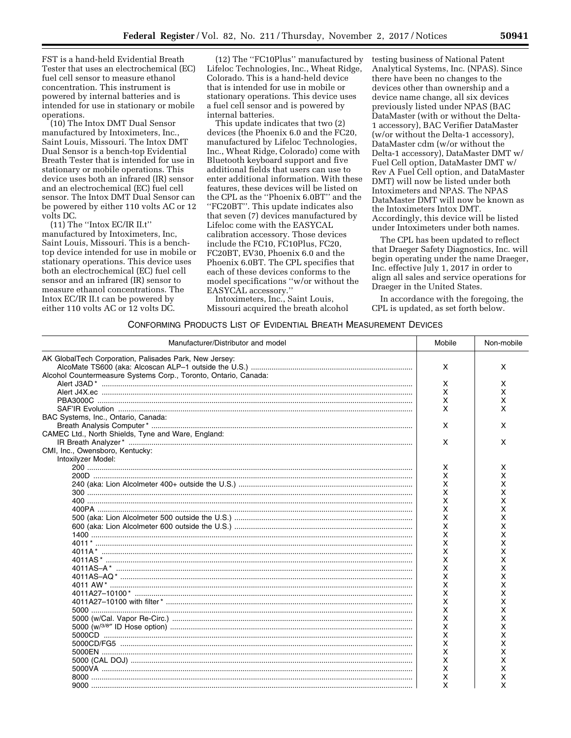FST is a hand-held Evidential Breath Tester that uses an electrochemical (EC) fuel cell sensor to measure ethanol concentration. This instrument is powered by internal batteries and is intended for use in stationary or mobile operations.

(10) The Intox DMT Dual Sensor manufactured by Intoximeters, Inc., Saint Louis, Missouri. The Intox DMT Dual Sensor is a bench-top Evidential Breath Tester that is intended for use in stationary or mobile operations. This device uses both an infrared (IR) sensor and an electrochemical (EC) fuel cell sensor. The Intox DMT Dual Sensor can be powered by either 110 volts AC or 12 volts DC.

(11) The ''Intox EC/IR II.t'' manufactured by Intoximeters, Inc, Saint Louis, Missouri. This is a bench-top device intended for use in mobile or stationary operations. This device uses both an electrochemical (EC) fuel cell sensor and an infrared (IR) sensor to measure ethanol concentrations. The Intox EC/IR II.t can be powered by either 110 volts AC or 12 volts DC.

(12) The ''FC10Plus'' manufactured by Lifeloc Technologies, Inc., Wheat Ridge, Colorado. This is a hand-held device that is intended for use in mobile or stationary operations. This device uses a fuel cell sensor and is powered by internal batteries.

This update indicates that two (2) devices (the Phoenix 6.0 and the FC20, manufactured by Lifeloc Technologies, Inc., Wheat Ridge, Colorado) come with Bluetooth keyboard support and five additional fields that users can use to enter additional information. With these features, these devices will be listed on the CPL as the ''Phoenix 6.0BT'' and the ''FC20BT''. This update indicates also that seven (7) devices manufactured by Lifeloc come with the EASYCAL calibration accessory. Those devices include the FC10, FC10Plus, FC20, FC20BT, EV30, Phoenix 6.0 and the Phoenix 6.0BT. The CPL specifies that each of these devices conforms to the model specifications ''w/or without the EASYCAL accessory.''

Intoximeters, Inc., Saint Louis, Missouri acquired the breath alcohol testing business of National Patent Analytical Systems, Inc. (NPAS). Since there have been no changes to the devices other than ownership and a device name change, all six devices previously listed under NPAS (BAC DataMaster (with or without the Delta-1 accessory), BAC Verifier DataMaster (w/or without the Delta-1 accessory), DataMaster cdm (w/or without the Delta-1 accessory), DataMaster DMT w/ Fuel Cell option, DataMaster DMT w/ Rev A Fuel Cell option, and DataMaster DMT) will now be listed under both Intoximeters and NPAS. The NPAS DataMaster DMT will now be known as the Intoximeters Intox DMT. Accordingly, this device will be listed under Intoximeters under both names.

The CPL has been updated to reflect that Draeger Safety Diagnostics, Inc. will begin operating under the name Draeger, Inc. effective July 1, 2017 in order to align all sales and service operations for Draeger in the United States.

In accordance with the foregoing, the CPL is updated, as set forth below.

CONFORMING PRODUCTS LIST OF EVIDENTIAL BREATH MEASUREMENT DEVICES

| Manufacturer/Distributor and model | Mobile | Non-mobile |
|---|---|---|
| AK GlobalTech Corporation, Palisades Park, New Jersey: | | |
| AlcoMate TS600 (aka: Alcoscan ALP–1 outside the U.S.) | X | X |
| Alcohol Countermeasure Systems Corp., Toronto, Ontario, Canada: | | |
| Alert J3AD * | X | X |
| Alert J4X.ec | X | X |
| PBA3000C | X | X |
| SAF'IR Evolution | X | X |
| BAC Systems, Inc., Ontario, Canada: | | |
| Breath Analysis Computer * | X | X |
| CAMEC Ltd., North Shields, Tyne and Ware, England: | | |
| IR Breath Analyzer * | X | X |
| CMI, Inc., Owensboro, Kentucky: | | |
| Intoxilyzer Model: | | |
| 200 | X | X |
| 200D | X | X |
| 240 (aka: Lion Alcolmeter 400+ outside the U.S.) | X | X |
| 300 | X | X |
| 400 | X | X |
| 400PA | X | X |
| 500 (aka: Lion Alcolmeter 500 outside the U.S.) | X | X |
| 600 (aka: Lion Alcolmeter 600 outside the U.S.) | X | X |
| 1400 | X | X |
| 4011 * | X | X |
| 4011A * | X | X |
| 4011AS * | X | X |
| 4011AS–A * | X | X |
| 4011AS–AQ * | X | X |
| 4011 AW * | X | X |
| 4011A27–10100 * | X | X |
| 4011A27–10100 with filter * | X | X |
| 5000 | X | X |
| 5000 (w/Cal. Vapor Re-Circ.) | X | X |
| 5000 (w/3/8″ ID Hose option) | X | X |
| 5000CD | X | X |
| 5000CD/FG5 | X | X |
| 5000EN | X | X |
| 5000 (CAL DOJ) | X | X |
| 5000VA | X | X |
| 8000 | X | X |
| 9000 | X | X |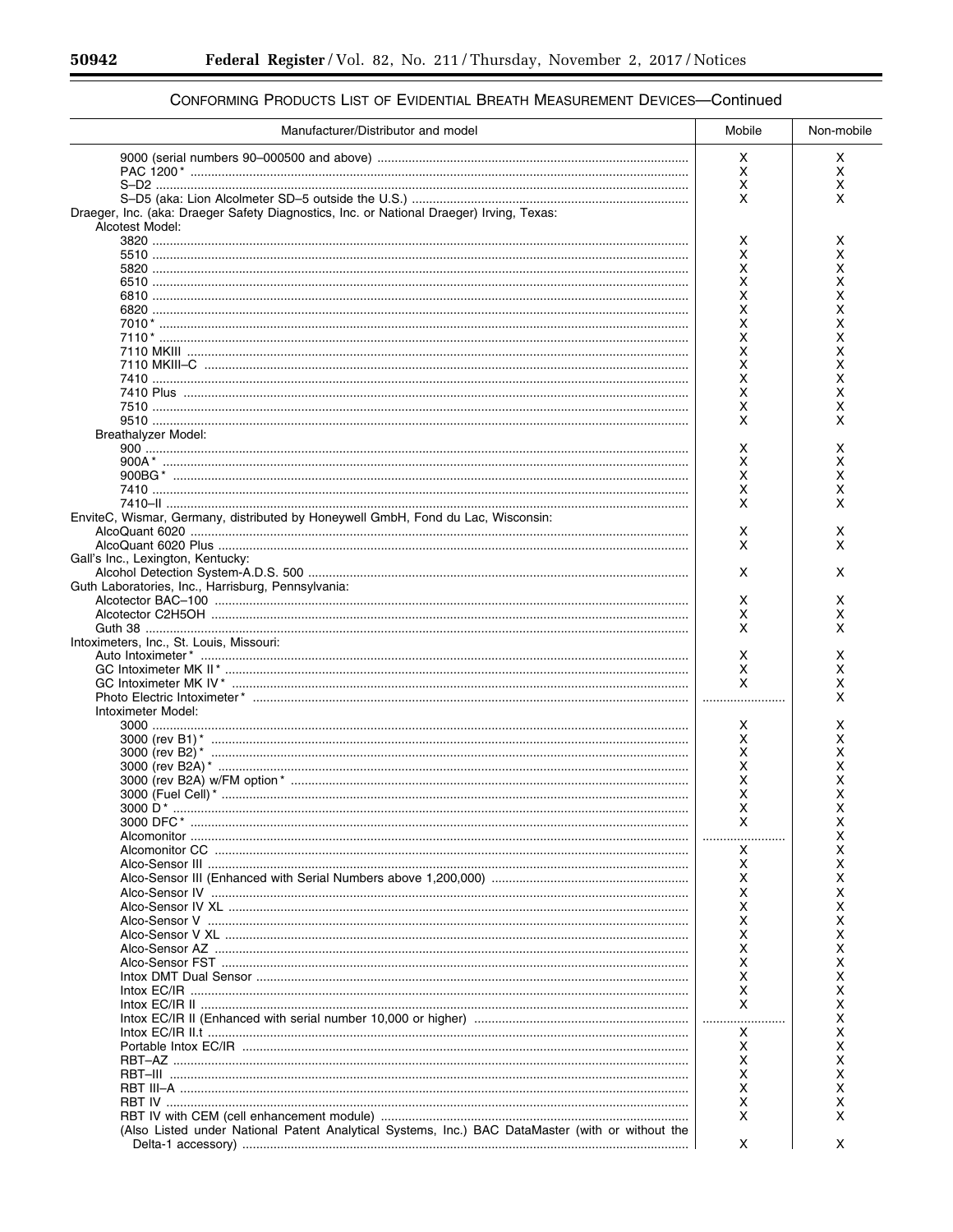CONFORMING PRODUCTS LIST OF EVIDENTIAL BREATH MEASUREMENT DEVICES—Continued

| Manufacturer/Distributor and model | Mobile | Non-mobile |
| --- | --- | --- |
| 9000 (serial numbers 90–000500 and above) | X | X |
| PAC 1200* | X | X |
| S–D2 | X | X |
| S–D5 (aka: Lion Alcolmeter SD–5 outside the U.S.) | X | X |
| Draeger, Inc. (aka: Draeger Safety Diagnostics, Inc. or National Draeger) Irving, Texas: | | |
| Alcotest Model: | | |
| 3820 | X | X |
| 5510 | X | X |
| 5820 | X | X |
| 6510 | X | X |
| 6810 | X | X |
| 6820 | X | X |
| 7010* | X | X |
| 7110* | X | X |
| 7110 MKIII | X | X |
| 7110 MKIII–C | X | X |
| 7410 | X | X |
| 7410 Plus | X | X |
| 7510 | X | X |
| 9510 | X | X |
| Breathalyzer Model: | | |
| 900 | X | X |
| 900A* | X | X |
| 900BG* | X | X |
| 7410 | X | X |
| 7410–II | X | X |
| EnviteC, Wismar, Germany, distributed by Honeywell GmbH, Fond du Lac, Wisconsin: | | |
| AlcoQuant 6020 | X | X |
| AlcoQuant 6020 Plus | X | X |
| Gall's Inc., Lexington, Kentucky: | | |
| Alcohol Detection System-A.D.S. 500 | X | X |
| Guth Laboratories, Inc., Harrisburg, Pennsylvania: | | |
| Alcotector BAC–100 | X | X |
| Alcotector C2H5OH | X | X |
| Guth 38 | X | X |
| Intoximeters, Inc., St. Louis, Missouri: | | |
| Auto Intoximeter* | X | X |
| GC Intoximeter MK II* | X | X |
| GC Intoximeter MK IV* | X | X |
| Photo Electric Intoximeter* | | X |
| Intoximeter Model: | | |
| 3000 | X | X |
| 3000 (rev B1)* | X | X |
| 3000 (rev B2)* | X | X |
| 3000 (rev B2A)* | X | X |
| 3000 (rev B2A) w/FM option* | X | X |
| 3000 (Fuel Cell)* | X | X |
| 3000 D* | X | X |
| 3000 DFC* | X | X |
| Alcomonitor | | X |
| Alcomonitor CC | X | X |
| Alco-Sensor III | X | X |
| Alco-Sensor III (Enhanced with Serial Numbers above 1,200,000) | X | X |
| Alco-Sensor IV | X | X |
| Alco-Sensor IV XL | X | X |
| Alco-Sensor V | X | X |
| Alco-Sensor V XL | X | X |
| Alco-Sensor AZ | X | X |
| Alco-Sensor FST | X | X |
| Intox DMT Dual Sensor | X | X |
| Intox EC/IR | X | X |
| Intox EC/IR II | X | X |
| Intox EC/IR II (Enhanced with serial number 10,000 or higher) | | X |
| Intox EC/IR II.t | X | X |
| Portable Intox EC/IR | X | X |
| RBT–AZ | X | X |
| RBT–III | X | X |
| RBT III–A | X | X |
| RBT IV | X | X |
| RBT IV with CEM (cell enhancement module) | X | X |
| (Also Listed under National Patent Analytical Systems, Inc.) BAC DataMaster (with or without the Delta-1 accessory) | X | X |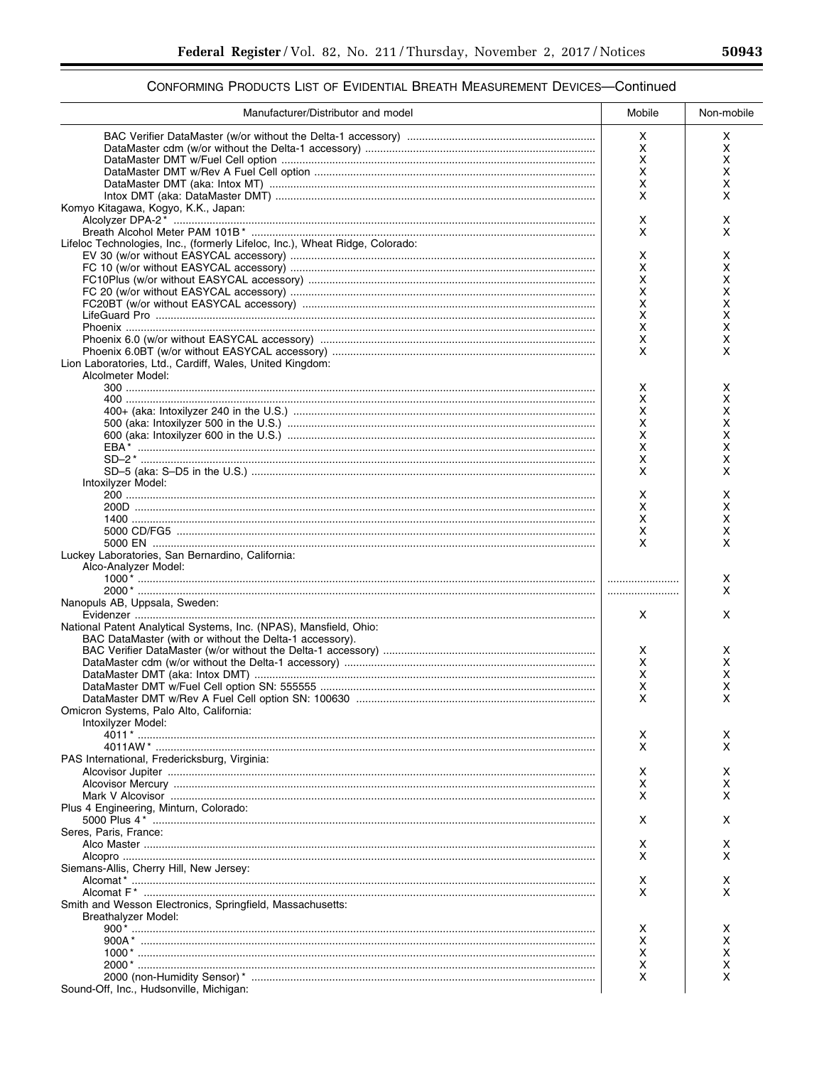CONFORMING PRODUCTS LIST OF EVIDENTIAL BREATH MEASUREMENT DEVICES—Continued

| Manufacturer/Distributor and model | Mobile | Non-mobile |
|---|---|---|
| BAC Verifier DataMaster (w/or without the Delta-1 accessory) | X | X |
| DataMaster cdm (w/or without the Delta-1 accessory) | X | X |
| DataMaster DMT w/Fuel Cell option | X | X |
| DataMaster DMT w/Rev A Fuel Cell option | X | X |
| DataMaster DMT (aka: Intox MT) | X | X |
| Intox DMT (aka: DataMaster DMT) | X | X |
| Komyo Kitagawa, Kogyo, K.K., Japan: | | |
| Alcolyzer DPA-2* | X | X |
| Breath Alcohol Meter PAM 101B* | X | X |
| Lifeloc Technologies, Inc., (formerly Lifeloc, Inc.), Wheat Ridge, Colorado: | | |
| EV 30 (w/or without EASYCAL accessory) | X | X |
| FC 10 (w/or without EASYCAL accessory) | X | X |
| FC10Plus (w/or without EASYCAL accessory) | X | X |
| FC 20 (w/or without EASYCAL accessory) | X | X |
| FC20BT (w/or without EASYCAL accessory) | X | X |
| LifeGuard Pro | X | X |
| Phoenix | X | X |
| Phoenix 6.0 (w/or without EASYCAL accessory) | X | X |
| Phoenix 6.0BT (w/or without EASYCAL accessory) | X | X |
| Lion Laboratories, Ltd., Cardiff, Wales, United Kingdom: | | |
| Alcolmeter Model: | | |
| 300 | X | X |
| 400 | X | X |
| 400+ (aka: Intoxilyzer 240 in the U.S.) | X | X |
| 500 (aka: Intoxilyzer 500 in the U.S.) | X | X |
| 600 (aka: Intoxilyzer 600 in the U.S.) | X | X |
| EBA* | X | X |
| SD–2* | X | X |
| SD–5 (aka: S–D5 in the U.S.) | X | X |
| Intoxilyzer Model: | | |
| 200 | X | X |
| 200D | X | X |
| 1400 | X | X |
| 5000 CD/FG5 | X | X |
| 5000 EN | X | X |
| Luckey Laboratories, San Bernardino, California: | | |
| Alco-Analyzer Model: | | |
| 1000* | | X |
| 2000* | | X |
| Nanopuls AB, Uppsala, Sweden: | | |
| Evidenzer | X | X |
| National Patent Analytical Systems, Inc. (NPAS), Mansfield, Ohio: | | |
| BAC DataMaster (with or without the Delta-1 accessory). | | |
| BAC Verifier DataMaster (w/or without the Delta-1 accessory) | X | X |
| DataMaster cdm (w/or without the Delta-1 accessory) | X | X |
| DataMaster DMT (aka: Intox DMT) | X | X |
| DataMaster DMT w/Fuel Cell option SN: 555555 | X | X |
| DataMaster DMT w/Rev A Fuel Cell option SN: 100630 | X | X |
| Omicron Systems, Palo Alto, California: | | |
| Intoxilyzer Model: | | |
| 4011* | X | X |
| 4011AW* | X | X |
| PAS International, Fredericksburg, Virginia: | | |
| Alcovisor Jupiter | X | X |
| Alcovisor Mercury | X | X |
| Mark V Alcovisor | X | X |
| Plus 4 Engineering, Minturn, Colorado: | | |
| 5000 Plus 4* | X | X |
| Seres, Paris, France: | | |
| Alco Master | X | X |
| Alcopro | X | X |
| Siemans-Allis, Cherry Hill, New Jersey: | | |
| Alcomat* | X | X |
| Alcomat F* | X | X |
| Smith and Wesson Electronics, Springfield, Massachusetts: | | |
| Breathalyzer Model: | | |
| 900* | X | X |
| 900A* | X | X |
| 1000* | X | X |
| 2000* | X | X |
| 2000 (non-Humidity Sensor)* | X | X |
| Sound-Off, Inc., Hudsonville, Michigan: | | |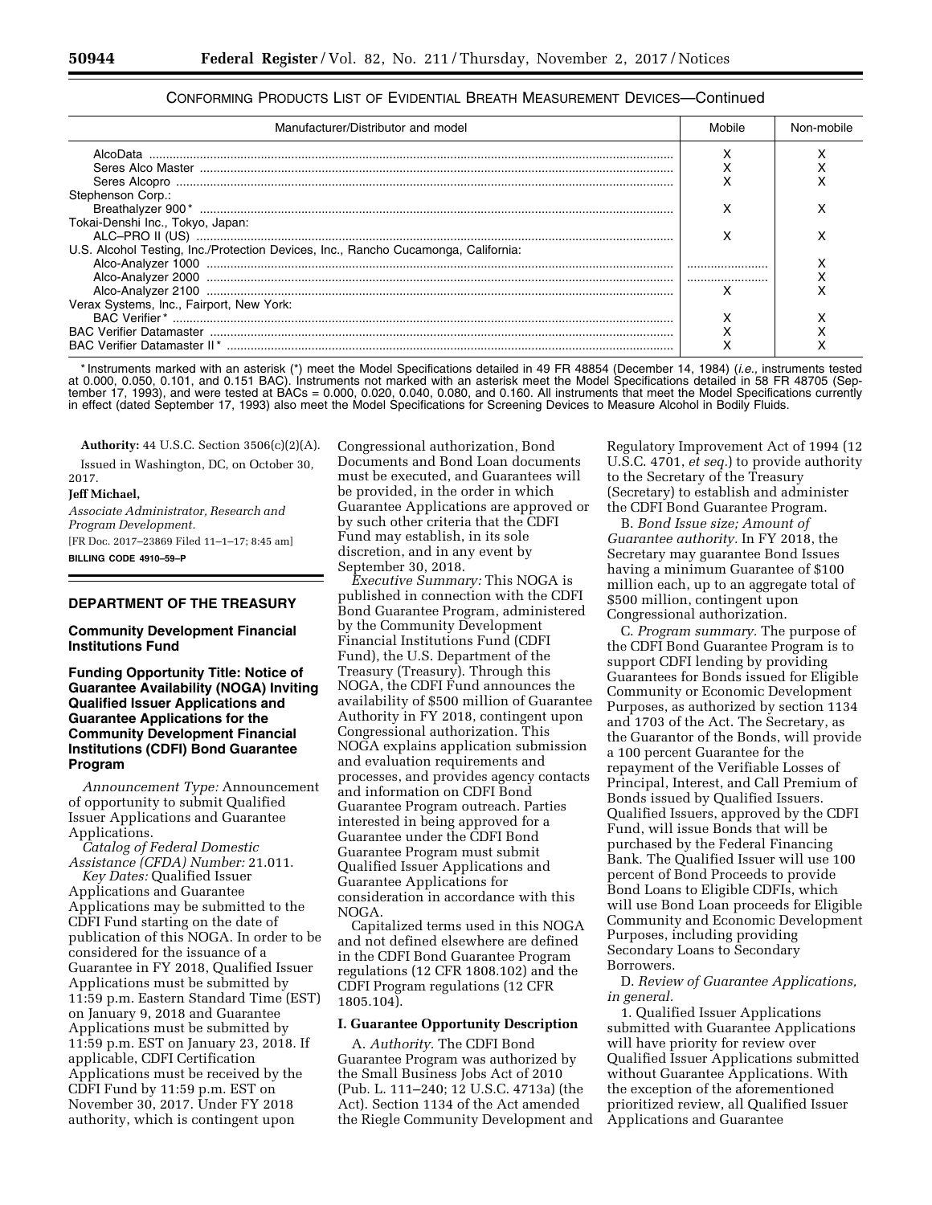CONFORMING PRODUCTS LIST OF EVIDENTIAL BREATH MEASUREMENT DEVICES—Continued

| Manufacturer/Distributor and model | Mobile | Non-mobile |
|---|---|---|
| AlcoData | X | X |
| Seres Alco Master | X | X |
| Seres Alcopro | X | X |
| Stephenson Corp.: | | |
| Breathalyzer 900* | X | X |
| Tokai-Denshi Inc., Tokyo, Japan: | | |
| ALC–PRO II (US) | X | X |
| U.S. Alcohol Testing, Inc./Protection Devices, Inc., Rancho Cucamonga, California: | | |
| Alco-Analyzer 1000 | | X |
| Alco-Analyzer 2000 | | X |
| Alco-Analyzer 2100 | X | X |
| Verax Systems, Inc., Fairport, New York: | | |
| BAC Verifier* | X | X |
| BAC Verifier Datamaster | X | X |
| BAC Verifier Datamaster II* | X | X |

*Instruments marked with an asterisk (*) meet the Model Specifications detailed in 49 FR 48854 (December 14, 1984) (*i.e.*, instruments tested at 0.000, 0.050, 0.101, and 0.151 BAC). Instruments not marked with an asterisk meet the Model Specifications detailed in 58 FR 48705 (September 17, 1993), and were tested at BACs = 0.000, 0.020, 0.040, 0.080, and 0.160. All instruments that meet the Model Specifications currently in effect (dated September 17, 1993) also meet the Model Specifications for Screening Devices to Measure Alcohol in Bodily Fluids.

**Authority:** 44 U.S.C. Section 3506(c)(2)(A).

Issued in Washington, DC, on October 30, 2017.

**Jeff Michael,**

*Associate Administrator, Research and Program Development.*

[FR Doc. 2017–23869 Filed 11–1–17; 8:45 am]

**BILLING CODE 4910–59–P**

## DEPARTMENT OF THE TREASURY

### Community Development Financial Institutions Fund

### Funding Opportunity Title: Notice of Guarantee Availability (NOGA) Inviting Qualified Issuer Applications and Guarantee Applications for the Community Development Financial Institutions (CDFI) Bond Guarantee Program

*Announcement Type:* Announcement of opportunity to submit Qualified Issuer Applications and Guarantee Applications.

*Catalog of Federal Domestic Assistance (CFDA) Number:* 21.011.

*Key Dates:* Qualified Issuer Applications and Guarantee Applications may be submitted to the CDFI Fund starting on the date of publication of this NOGA. In order to be considered for the issuance of a Guarantee in FY 2018, Qualified Issuer Applications must be submitted by 11:59 p.m. Eastern Standard Time (EST) on January 9, 2018 and Guarantee Applications must be submitted by 11:59 p.m. EST on January 23, 2018. If applicable, CDFI Certification Applications must be received by the CDFI Fund by 11:59 p.m. EST on November 30, 2017. Under FY 2018 authority, which is contingent upon Congressional authorization, Bond Documents and Bond Loan documents must be executed, and Guarantees will be provided, in the order in which Guarantee Applications are approved or by such other criteria that the CDFI Fund may establish, in its sole discretion, and in any event by September 30, 2018.

*Executive Summary:* This NOGA is published in connection with the CDFI Bond Guarantee Program, administered by the Community Development Financial Institutions Fund (CDFI Fund), the U.S. Department of the Treasury (Treasury). Through this NOGA, the CDFI Fund announces the availability of $500 million of Guarantee Authority in FY 2018, contingent upon Congressional authorization. This NOGA explains application submission and evaluation requirements and processes, and provides agency contacts and information on CDFI Bond Guarantee Program outreach. Parties interested in being approved for a Guarantee under the CDFI Bond Guarantee Program must submit Qualified Issuer Applications and Guarantee Applications for consideration in accordance with this NOGA.

Capitalized terms used in this NOGA and not defined elsewhere are defined in the CDFI Bond Guarantee Program regulations (12 CFR 1808.102) and the CDFI Program regulations (12 CFR 1805.104).

#### I. Guarantee Opportunity Description

A. *Authority.* The CDFI Bond Guarantee Program was authorized by the Small Business Jobs Act of 2010 (Pub. L. 111–240; 12 U.S.C. 4713a) (the Act). Section 1134 of the Act amended the Riegle Community Development and Regulatory Improvement Act of 1994 (12 U.S.C. 4701, *et seq.*) to provide authority to the Secretary of the Treasury (Secretary) to establish and administer the CDFI Bond Guarantee Program.

B. *Bond Issue size; Amount of Guarantee authority.* In FY 2018, the Secretary may guarantee Bond Issues having a minimum Guarantee of $100 million each, up to an aggregate total of $500 million, contingent upon Congressional authorization.

C. *Program summary.* The purpose of the CDFI Bond Guarantee Program is to support CDFI lending by providing Guarantees for Bonds issued for Eligible Community or Economic Development Purposes, as authorized by section 1134 and 1703 of the Act. The Secretary, as the Guarantor of the Bonds, will provide a 100 percent Guarantee for the repayment of the Verifiable Losses of Principal, Interest, and Call Premium of Bonds issued by Qualified Issuers. Qualified Issuers, approved by the CDFI Fund, will issue Bonds that will be purchased by the Federal Financing Bank. The Qualified Issuer will use 100 percent of Bond Proceeds to provide Bond Loans to Eligible CDFIs, which will use Bond Loan proceeds for Eligible Community and Economic Development Purposes, including providing Secondary Loans to Secondary Borrowers.

D. *Review of Guarantee Applications, in general.*

1. Qualified Issuer Applications submitted with Guarantee Applications will have priority for review over Qualified Issuer Applications submitted without Guarantee Applications. With the exception of the aforementioned prioritized review, all Qualified Issuer Applications and Guarantee